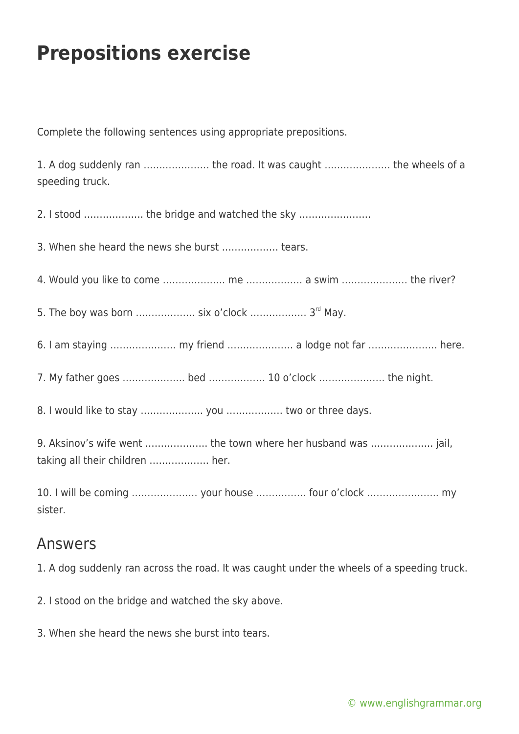# Prepositions exercise

Complete the following sentences using appropriate prepositions.

1. A dog suddenly ran ………………… the road. It was caught ………………… the wheels of a speeding truck.

2. I stood ………………. the bridge and watched the sky …………………..

3. When she heard the news she burst ……………… tears.

4. Would you like to come ………………. me ……………… a swim ………………… the river?

5. The boy was born ………………. six o'clock ……………… 3rd May.

6. I am staying ………………… my friend ………………… a lodge not far …………………. here.

7. My father goes ………………. bed ……………… 10 o'clock ………………… the night.

8. I would like to stay ………………. you ……………… two or three days.

9. Aksinov's wife went ………………. the town where her husband was ………………. jail, taking all their children ………………. her.

10. I will be coming ………………… your house ……………. four o'clock ………………….. my sister.

## Answers

1. A dog suddenly ran across the road. It was caught under the wheels of a speeding truck.

2. I stood on the bridge and watched the sky above.

3. When she heard the news she burst into tears.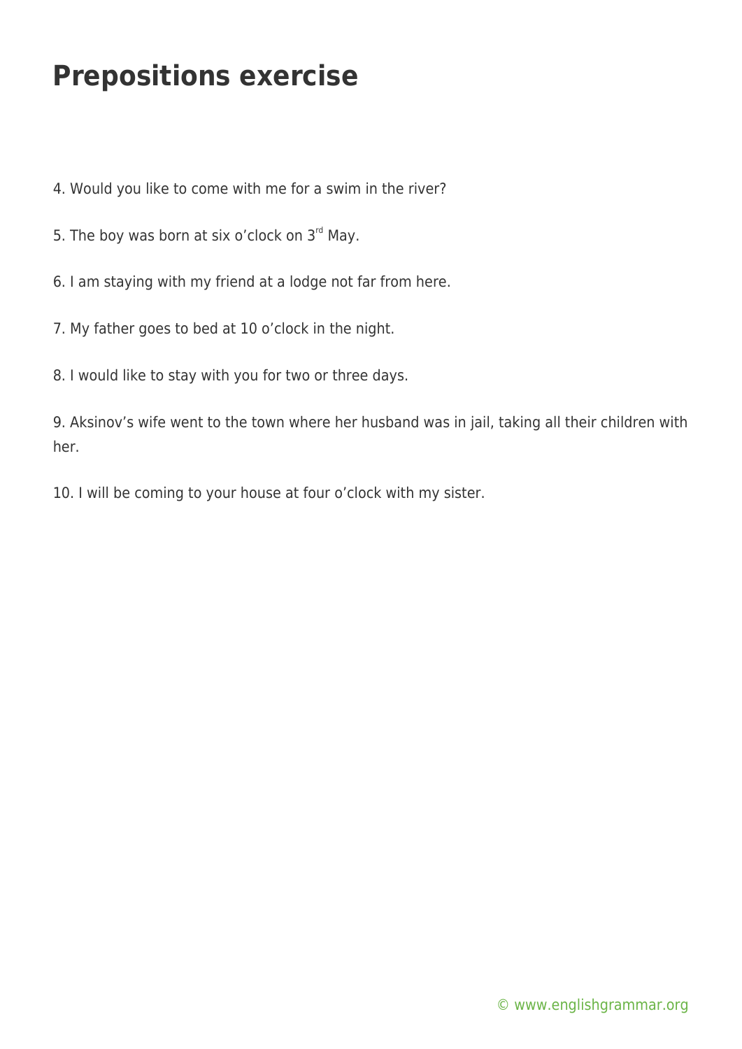4. Would you like to come with me for a swim in the river?

5. The boy was born at six o'clock on 3rd May.

6. I am staying with my friend at a lodge not far from here.

7. My father goes to bed at 10 o'clock in the night.

8. I would like to stay with you for two or three days.

9. Aksinov's wife went to the town where her husband was in jail, taking all their children with her.

10. I will be coming to your house at four o'clock with my sister.